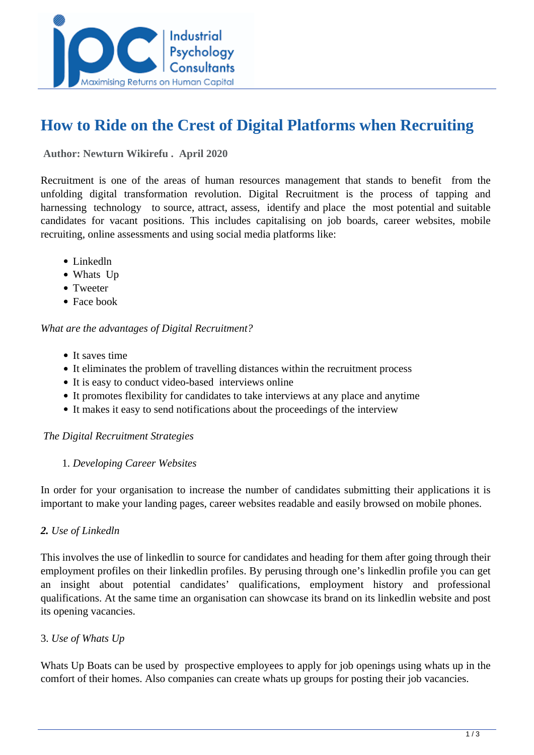# How to Ride on the Crest of Digital Platforms when Recruiting

**Author: Newturn Wikirefu . April 2020**

Recruitment is one of the areas of human resources management that stands to benefit from the unfolding digital transformation revolution. Digital Recruitment is the process of tapping and harnessing technology to source, attract, assess, identify and place the most potential and suitable candidates for vacant positions. This includes capitalising on job boards, career websites, mobile recruiting, online assessments and using social media platforms like:

- Linkedln
- Whats Up
- Tweeter
- Face book

*What are the advantages of Digital Recruitment?*

- It saves time
- It eliminates the problem of travelling distances within the recruitment process
- It is easy to conduct video-based interviews online
- It promotes flexibility for candidates to take interviews at any place and anytime
- It makes it easy to send notifications about the proceedings of the interview

*The Digital Recruitment Strategies*

1. *Developing Career Websites*

In order for your organisation to increase the number of candidates submitting their applications it is important to make your landing pages, career websites readable and easily browsed on mobile phones.

***2.** Use of Linkedln*

This involves the use of linkedlin to source for candidates and heading for them after going through their employment profiles on their linkedlin profiles. By perusing through one's linkedlin profile you can get an insight about potential candidates' qualifications, employment history and professional qualifications. At the same time an organisation can showcase its brand on its linkedlin website and post its opening vacancies.

3. *Use of Whats Up*

Whats Up Boats can be used by prospective employees to apply for job openings using whats up in the comfort of their homes. Also companies can create whats up groups for posting their job vacancies.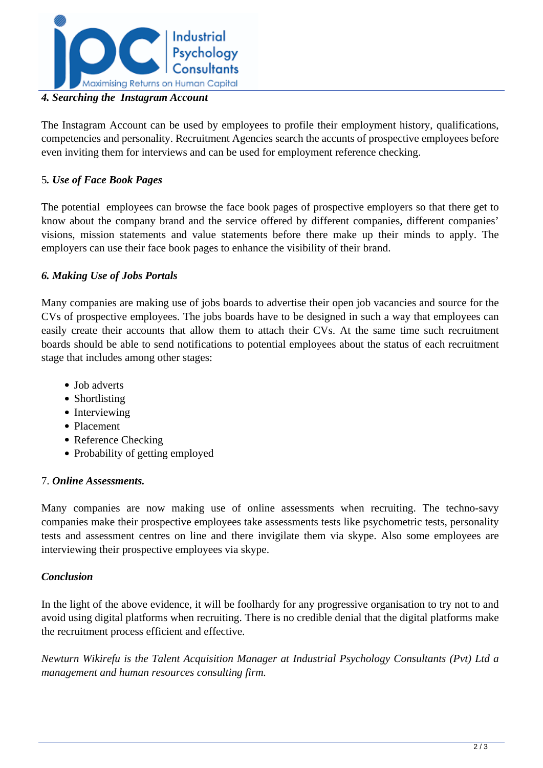***4. Searching the  Instagram Account***

The Instagram Account can be used by employees to profile their employment history, qualifications, competencies and personality. Recruitment Agencies search the accunts of prospective employees before even inviting them for interviews and can be used for employment reference checking.

5***. Use of Face Book Pages***

The potential  employees can browse the face book pages of prospective employers so that there get to know about the company brand and the service offered by different companies, different companies' visions, mission statements and value statements before there make up their minds to apply. The employers can use their face book pages to enhance the visibility of their brand.

***6. Making Use of Jobs Portals***

Many companies are making use of jobs boards to advertise their open job vacancies and source for the CVs of prospective employees. The jobs boards have to be designed in such a way that employees can easily create their accounts that allow them to attach their CVs. At the same time such recruitment boards should be able to send notifications to potential employees about the status of each recruitment stage that includes among other stages:

- Job adverts
- Shortlisting
- Interviewing
- Placement
- Reference Checking
- Probability of getting employed

7. ***Online Assessments.***

Many companies are now making use of online assessments when recruiting. The techno-savy companies make their prospective employees take assessments tests like psychometric tests, personality tests and assessment centres on line and there invigilate them via skype. Also some employees are interviewing their prospective employees via skype.

***Conclusion***

In the light of the above evidence, it will be foolhardy for any progressive organisation to try not to and avoid using digital platforms when recruiting. There is no credible denial that the digital platforms make the recruitment process efficient and effective.

*Newturn Wikirefu is the Talent Acquisition Manager at Industrial Psychology Consultants (Pvt) Ltd a management and human resources consulting firm.*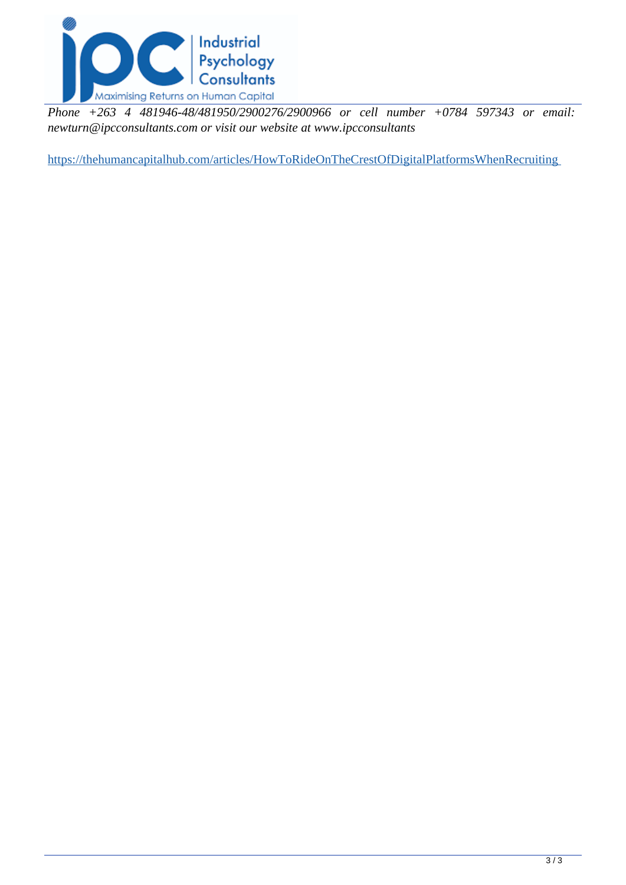*Phone +263 4 481946-48/481950/2900276/2900966 or cell number +0784 597343 or email: newturn@ipcconsultants.com or visit our website at www.ipcconsultants*

https://thehumancapitalhub.com/articles/HowToRideOnTheCrestOfDigitalPlatformsWhenRecruiting